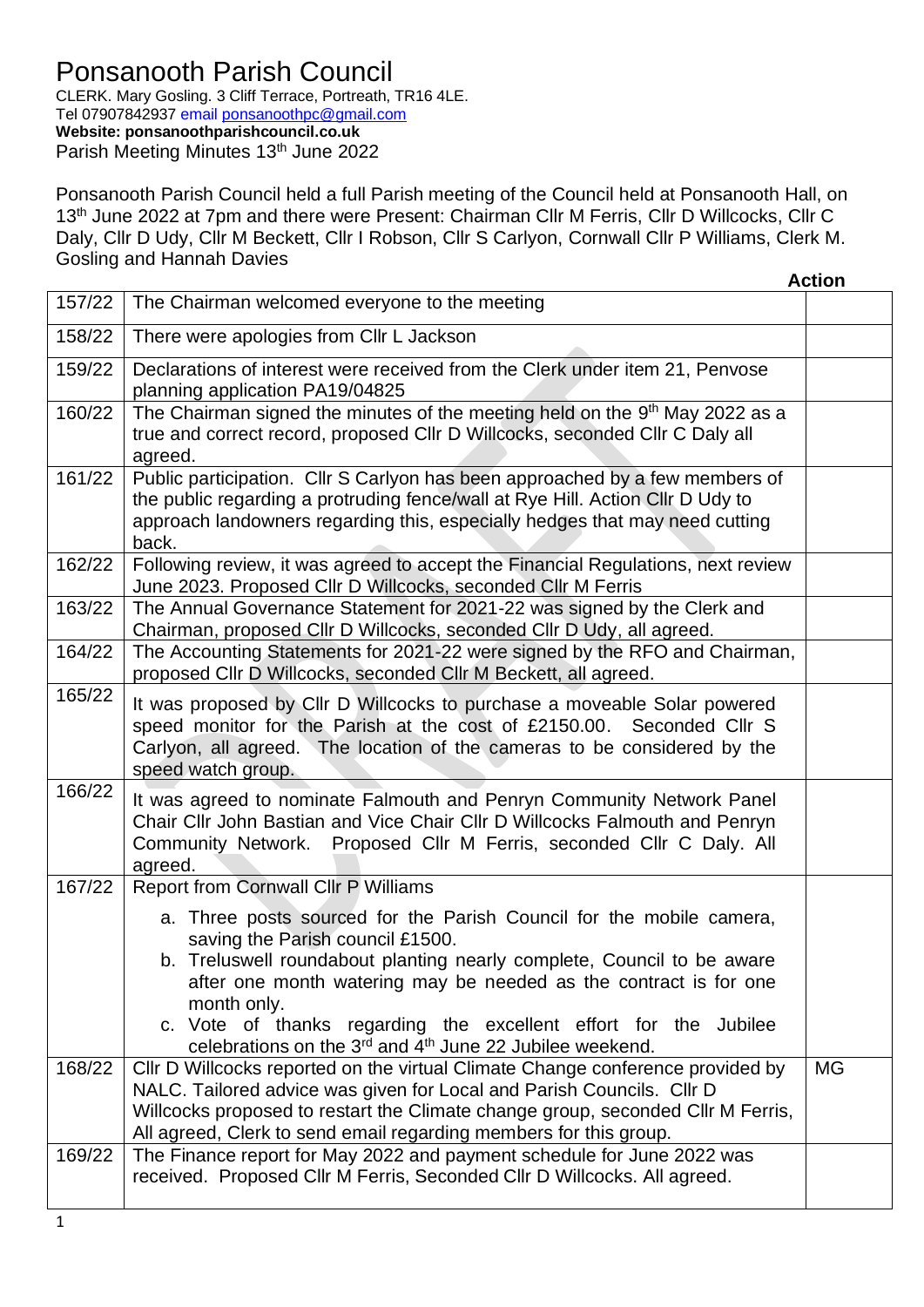# Ponsanooth Parish Council

CLERK. Mary Gosling. 3 Cliff Terrace, Portreath, TR16 4LE.
Tel 07907842937 email ponsanoothpc@gmail.com
**Website: ponsanoothparishcouncil.co.uk**
Parish Meeting Minutes 13th June 2022

Ponsanooth Parish Council held a full Parish meeting of the Council held at Ponsanooth Hall, on 13th June 2022 at 7pm and there were Present: Chairman Cllr M Ferris, Cllr D Willcocks, Cllr C Daly, Cllr D Udy, Cllr M Beckett, Cllr I Robson, Cllr S Carlyon, Cornwall Cllr P Williams, Clerk M. Gosling and Hannah Davies

| | | Action |
|---|---|---|
| 157/22 | The Chairman welcomed everyone to the meeting | |
| 158/22 | There were apologies from Cllr L Jackson | |
| 159/22 | Declarations of interest were received from the Clerk under item 21, Penvose planning application PA19/04825 | |
| 160/22 | The Chairman signed the minutes of the meeting held on the 9th May 2022 as a true and correct record, proposed Cllr D Willcocks, seconded Cllr C Daly all agreed. | |
| 161/22 | Public participation. Cllr S Carlyon has been approached by a few members of the public regarding a protruding fence/wall at Rye Hill. Action Cllr D Udy to approach landowners regarding this, especially hedges that may need cutting back. | |
| 162/22 | Following review, it was agreed to accept the Financial Regulations, next review June 2023. Proposed Cllr D Willcocks, seconded Cllr M Ferris | |
| 163/22 | The Annual Governance Statement for 2021-22 was signed by the Clerk and Chairman, proposed Cllr D Willcocks, seconded Cllr D Udy, all agreed. | |
| 164/22 | The Accounting Statements for 2021-22 were signed by the RFO and Chairman, proposed Cllr D Willcocks, seconded Cllr M Beckett, all agreed. | |
| 165/22 | It was proposed by Cllr D Willcocks to purchase a moveable Solar powered speed monitor for the Parish at the cost of £2150.00. Seconded Cllr S Carlyon, all agreed. The location of the cameras to be considered by the speed watch group. | |
| 166/22 | It was agreed to nominate Falmouth and Penryn Community Network Panel Chair Cllr John Bastian and Vice Chair Cllr D Willcocks Falmouth and Penryn Community Network. Proposed Cllr M Ferris, seconded Cllr C Daly. All agreed. | |
| 167/22 | Report from Cornwall Cllr P Williams<br>a. Three posts sourced for the Parish Council for the mobile camera, saving the Parish council £1500.<br>b. Treluswell roundabout planting nearly complete, Council to be aware after one month watering may be needed as the contract is for one month only.<br>c. Vote of thanks regarding the excellent effort for the Jubilee celebrations on the 3rd and 4th June 22 Jubilee weekend. | |
| 168/22 | Cllr D Willcocks reported on the virtual Climate Change conference provided by NALC. Tailored advice was given for Local and Parish Councils. Cllr D Willcocks proposed to restart the Climate change group, seconded Cllr M Ferris, All agreed, Clerk to send email regarding members for this group. | MG |
| 169/22 | The Finance report for May 2022 and payment schedule for June 2022 was received. Proposed Cllr M Ferris, Seconded Cllr D Willcocks. All agreed. | |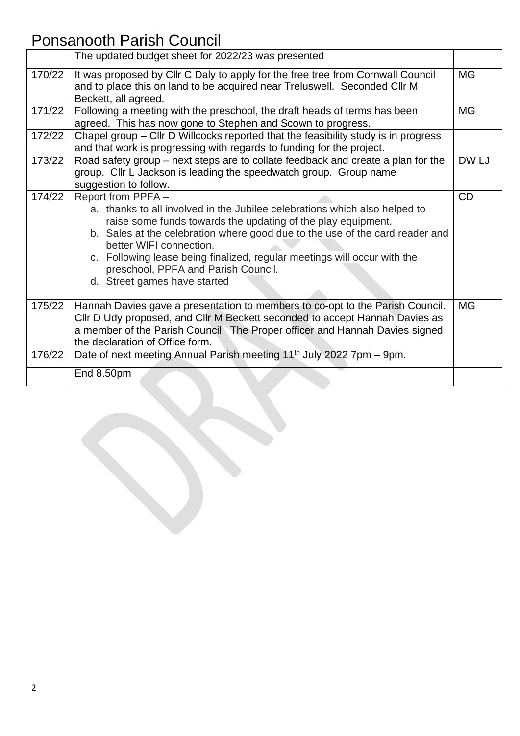# Ponsanooth Parish Council

| | | |
|---|---|---|
| | The updated budget sheet for 2022/23 was presented | |
| 170/22 | It was proposed by Cllr C Daly to apply for the free tree from Cornwall Council and to place this on land to be acquired near Treluswell. Seconded Cllr M Beckett, all agreed. | MG |
| 171/22 | Following a meeting with the preschool, the draft heads of terms has been agreed. This has now gone to Stephen and Scown to progress. | MG |
| 172/22 | Chapel group – Cllr D Willcocks reported that the feasibility study is in progress and that work is progressing with regards to funding for the project. | |
| 173/22 | Road safety group – next steps are to collate feedback and create a plan for the group. Cllr L Jackson is leading the speedwatch group. Group name suggestion to follow. | DW LJ |
| 174/22 | Report from PPFA – <br>a. thanks to all involved in the Jubilee celebrations which also helped to raise some funds towards the updating of the play equipment.<br>b. Sales at the celebration where good due to the use of the card reader and better WIFI connection.<br>c. Following lease being finalized, regular meetings will occur with the preschool, PPFA and Parish Council.<br>d. Street games have started | CD |
| 175/22 | Hannah Davies gave a presentation to members to co-opt to the Parish Council. Cllr D Udy proposed, and Cllr M Beckett seconded to accept Hannah Davies as a member of the Parish Council. The Proper officer and Hannah Davies signed the declaration of Office form. | MG |
| 176/22 | Date of next meeting Annual Parish meeting 11th July 2022 7pm – 9pm. | |
| | End 8.50pm | |

DRAFT